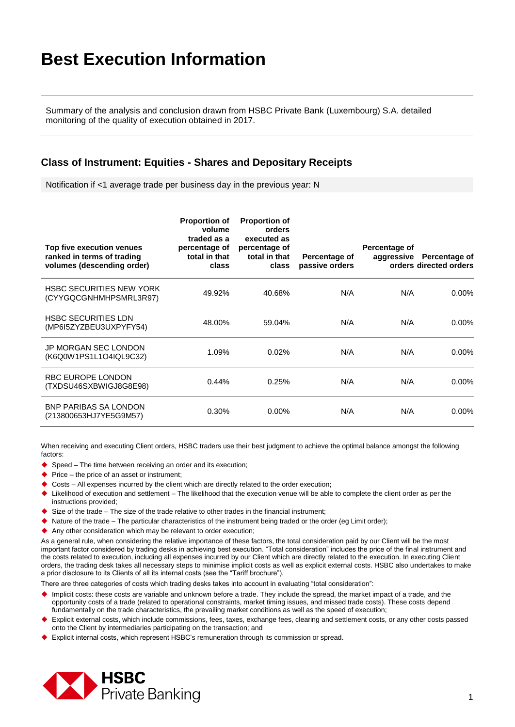# Best Execution Information

Summary of the analysis and conclusion drawn from HSBC Private Bank (Luxembourg) S.A. detailed monitoring of the quality of execution obtained in 2017.

## Class of Instrument: Equities - Shares and Depositary Receipts

Notification if <1 average trade per business day in the previous year: N

| Top five execution venues ranked in terms of trading volumes (descending order) | Proportion of volume traded as a percentage of total in that class | Proportion of orders executed as percentage of total in that class | Percentage of passive orders | Percentage of aggressive orders | Percentage of directed orders |
|---|---|---|---|---|---|
| HSBC SECURITIES NEW YORK (CYYGQCGNHMHPSMRL3R97) | 49.92% | 40.68% | N/A | N/A | 0.00% |
| HSBC SECURITIES LDN (MP6I5ZYZBEU3UXPYFY54) | 48.00% | 59.04% | N/A | N/A | 0.00% |
| JP MORGAN SEC LONDON (K6Q0W1PS1L1O4IQL9C32) | 1.09% | 0.02% | N/A | N/A | 0.00% |
| RBC EUROPE LONDON (TXDSU46SXBWIGJ8G8E98) | 0.44% | 0.25% | N/A | N/A | 0.00% |
| BNP PARIBAS SA LONDON (213800653HJ7YE5G9M57) | 0.30% | 0.00% | N/A | N/A | 0.00% |

When receiving and executing Client orders, HSBC traders use their best judgment to achieve the optimal balance amongst the following factors:

- Speed – The time between receiving an order and its execution;
- Price – the price of an asset or instrument;
- Costs – All expenses incurred by the client which are directly related to the order execution;
- Likelihood of execution and settlement – The likelihood that the execution venue will be able to complete the client order as per the instructions provided;
- Size of the trade – The size of the trade relative to other trades in the financial instrument;
- Nature of the trade – The particular characteristics of the instrument being traded or the order (eg Limit order);
- Any other consideration which may be relevant to order execution;

As a general rule, when considering the relative importance of these factors, the total consideration paid by our Client will be the most important factor considered by trading desks in achieving best execution. "Total consideration" includes the price of the final instrument and the costs related to execution, including all expenses incurred by our Client which are directly related to the execution. In executing Client orders, the trading desk takes all necessary steps to minimise implicit costs as well as explicit external costs. HSBC also undertakes to make a prior disclosure to its Clients of all its internal costs (see the "Tariff brochure").

There are three categories of costs which trading desks takes into account in evaluating "total consideration":

- Implicit costs: these costs are variable and unknown before a trade. They include the spread, the market impact of a trade, and the opportunity costs of a trade (related to operational constraints, market timing issues, and missed trade costs). These costs depend fundamentally on the trade characteristics, the prevailing market conditions as well as the speed of execution;
- Explicit external costs, which include commissions, fees, taxes, exchange fees, clearing and settlement costs, or any other costs passed onto the Client by intermediaries participating on the transaction; and
- Explicit internal costs, which represent HSBC's remuneration through its commission or spread.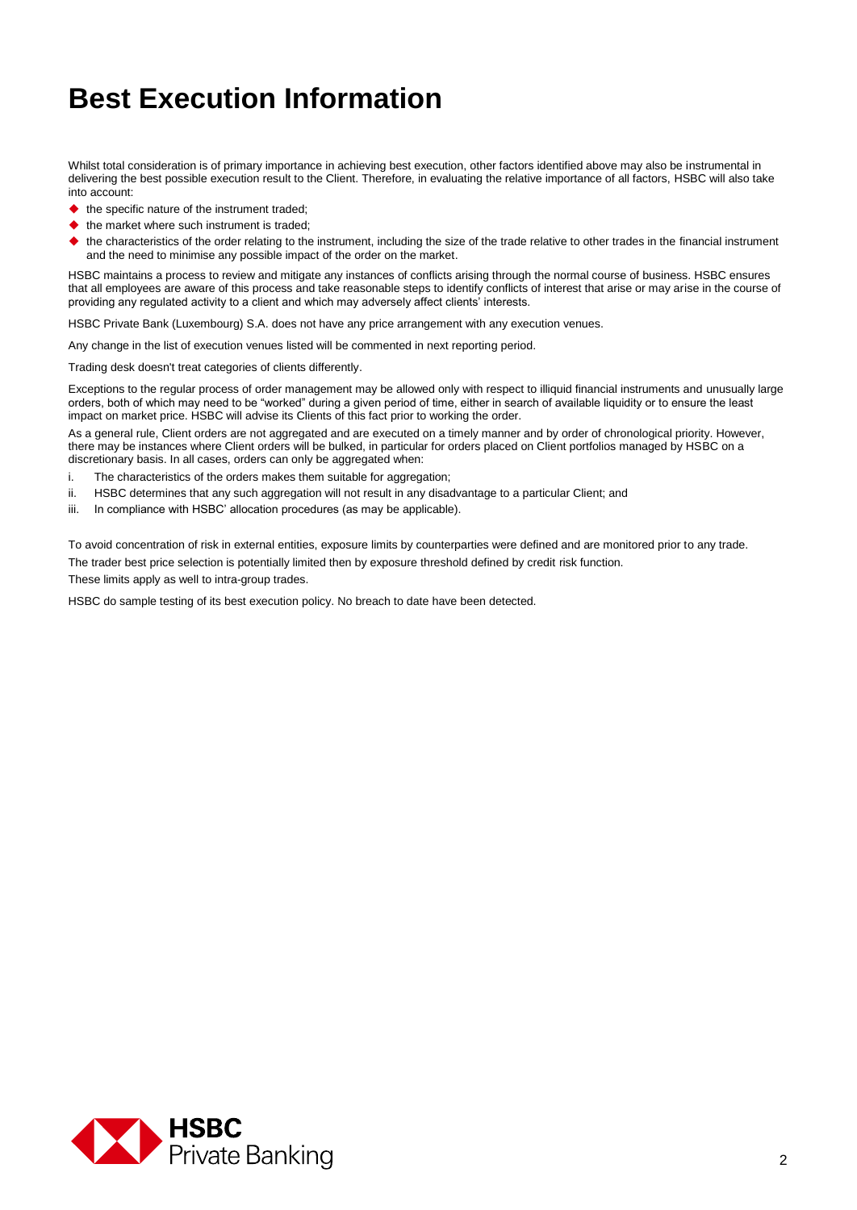# Best Execution Information

Whilst total consideration is of primary importance in achieving best execution, other factors identified above may also be instrumental in delivering the best possible execution result to the Client. Therefore, in evaluating the relative importance of all factors, HSBC will also take into account:

- the specific nature of the instrument traded;
- the market where such instrument is traded;
- the characteristics of the order relating to the instrument, including the size of the trade relative to other trades in the financial instrument and the need to minimise any possible impact of the order on the market.

HSBC maintains a process to review and mitigate any instances of conflicts arising through the normal course of business. HSBC ensures that all employees are aware of this process and take reasonable steps to identify conflicts of interest that arise or may arise in the course of providing any regulated activity to a client and which may adversely affect clients' interests.

HSBC Private Bank (Luxembourg) S.A. does not have any price arrangement with any execution venues.

Any change in the list of execution venues listed will be commented in next reporting period.

Trading desk doesn't treat categories of clients differently.

Exceptions to the regular process of order management may be allowed only with respect to illiquid financial instruments and unusually large orders, both of which may need to be "worked" during a given period of time, either in search of available liquidity or to ensure the least impact on market price. HSBC will advise its Clients of this fact prior to working the order.

As a general rule, Client orders are not aggregated and are executed on a timely manner and by order of chronological priority. However, there may be instances where Client orders will be bulked, in particular for orders placed on Client portfolios managed by HSBC on a discretionary basis. In all cases, orders can only be aggregated when:

i. The characteristics of the orders makes them suitable for aggregation;
ii. HSBC determines that any such aggregation will not result in any disadvantage to a particular Client; and
iii. In compliance with HSBC' allocation procedures (as may be applicable).

To avoid concentration of risk in external entities, exposure limits by counterparties were defined and are monitored prior to any trade.

The trader best price selection is potentially limited then by exposure threshold defined by credit risk function.

These limits apply as well to intra-group trades.

HSBC do sample testing of its best execution policy. No breach to date have been detected.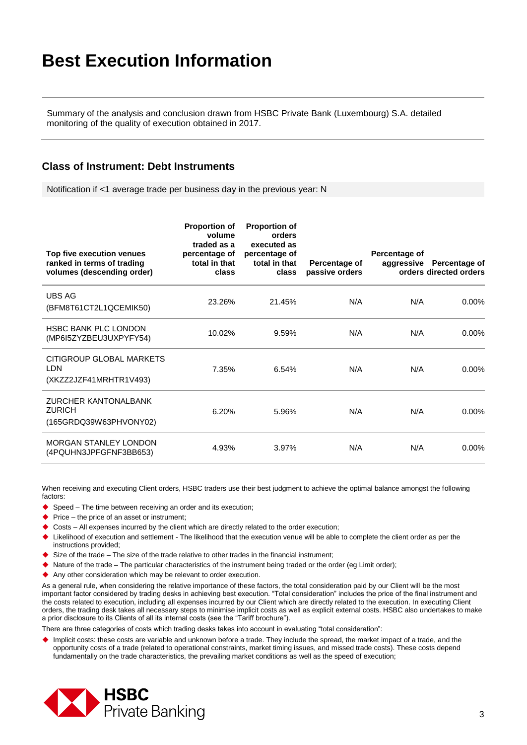# Best Execution Information

Summary of the analysis and conclusion drawn from HSBC Private Bank (Luxembourg) S.A. detailed monitoring of the quality of execution obtained in 2017.

## Class of Instrument: Debt Instruments

Notification if <1 average trade per business day in the previous year: N

| Top five execution venues ranked in terms of trading volumes (descending order) | Proportion of volume traded as a percentage of total in that class | Proportion of orders executed as percentage of total in that class | Percentage of passive orders | Percentage of aggressive orders | Percentage of directed orders |
|---|---|---|---|---|---|
| UBS AG (BFM8T61CT2L1QCEMIK50) | 23.26% | 21.45% | N/A | N/A | 0.00% |
| HSBC BANK PLC LONDON (MP6I5ZYZBEU3UXPYFY54) | 10.02% | 9.59% | N/A | N/A | 0.00% |
| CITIGROUP GLOBAL MARKETS LDN (XKZZ2JZF41MRHTR1V493) | 7.35% | 6.54% | N/A | N/A | 0.00% |
| ZURCHER KANTONALBANK ZURICH (165GRDQ39W63PHVONY02) | 6.20% | 5.96% | N/A | N/A | 0.00% |
| MORGAN STANLEY LONDON (4PQUHN3JPFGFNF3BB653) | 4.93% | 3.97% | N/A | N/A | 0.00% |

When receiving and executing Client orders, HSBC traders use their best judgment to achieve the optimal balance amongst the following factors:

- Speed – The time between receiving an order and its execution;
- Price – the price of an asset or instrument;
- Costs – All expenses incurred by the client which are directly related to the order execution;
- Likelihood of execution and settlement - The likelihood that the execution venue will be able to complete the client order as per the instructions provided;
- Size of the trade – The size of the trade relative to other trades in the financial instrument;
- Nature of the trade – The particular characteristics of the instrument being traded or the order (eg Limit order);
- Any other consideration which may be relevant to order execution.

As a general rule, when considering the relative importance of these factors, the total consideration paid by our Client will be the most important factor considered by trading desks in achieving best execution. "Total consideration" includes the price of the final instrument and the costs related to execution, including all expenses incurred by our Client which are directly related to the execution. In executing Client orders, the trading desk takes all necessary steps to minimise implicit costs as well as explicit external costs. HSBC also undertakes to make a prior disclosure to its Clients of all its internal costs (see the "Tariff brochure").

There are three categories of costs which trading desks takes into account in evaluating "total consideration":

- Implicit costs: these costs are variable and unknown before a trade. They include the spread, the market impact of a trade, and the opportunity costs of a trade (related to operational constraints, market timing issues, and missed trade costs). These costs depend fundamentally on the trade characteristics, the prevailing market conditions as well as the speed of execution;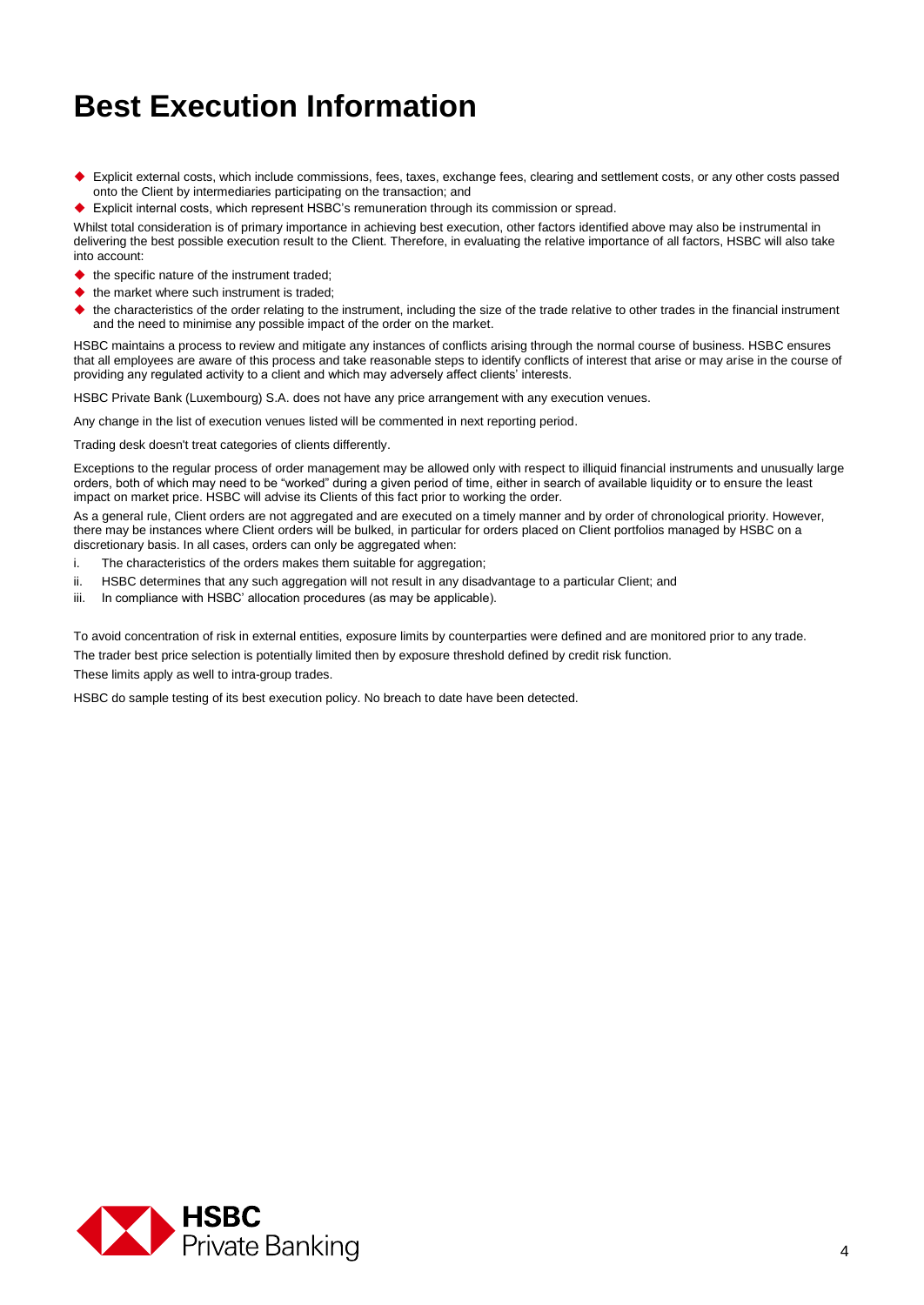# Best Execution Information

- Explicit external costs, which include commissions, fees, taxes, exchange fees, clearing and settlement costs, or any other costs passed onto the Client by intermediaries participating on the transaction; and
- Explicit internal costs, which represent HSBC's remuneration through its commission or spread.

Whilst total consideration is of primary importance in achieving best execution, other factors identified above may also be instrumental in delivering the best possible execution result to the Client. Therefore, in evaluating the relative importance of all factors, HSBC will also take into account:

- the specific nature of the instrument traded;
- the market where such instrument is traded;
- the characteristics of the order relating to the instrument, including the size of the trade relative to other trades in the financial instrument and the need to minimise any possible impact of the order on the market.

HSBC maintains a process to review and mitigate any instances of conflicts arising through the normal course of business. HSBC ensures that all employees are aware of this process and take reasonable steps to identify conflicts of interest that arise or may arise in the course of providing any regulated activity to a client and which may adversely affect clients' interests.

HSBC Private Bank (Luxembourg) S.A. does not have any price arrangement with any execution venues.

Any change in the list of execution venues listed will be commented in next reporting period.

Trading desk doesn't treat categories of clients differently.

Exceptions to the regular process of order management may be allowed only with respect to illiquid financial instruments and unusually large orders, both of which may need to be "worked" during a given period of time, either in search of available liquidity or to ensure the least impact on market price. HSBC will advise its Clients of this fact prior to working the order.

As a general rule, Client orders are not aggregated and are executed on a timely manner and by order of chronological priority. However, there may be instances where Client orders will be bulked, in particular for orders placed on Client portfolios managed by HSBC on a discretionary basis. In all cases, orders can only be aggregated when:

i. The characteristics of the orders makes them suitable for aggregation;
ii. HSBC determines that any such aggregation will not result in any disadvantage to a particular Client; and
iii. In compliance with HSBC' allocation procedures (as may be applicable).

To avoid concentration of risk in external entities, exposure limits by counterparties were defined and are monitored prior to any trade.

The trader best price selection is potentially limited then by exposure threshold defined by credit risk function.

These limits apply as well to intra-group trades.

HSBC do sample testing of its best execution policy. No breach to date have been detected.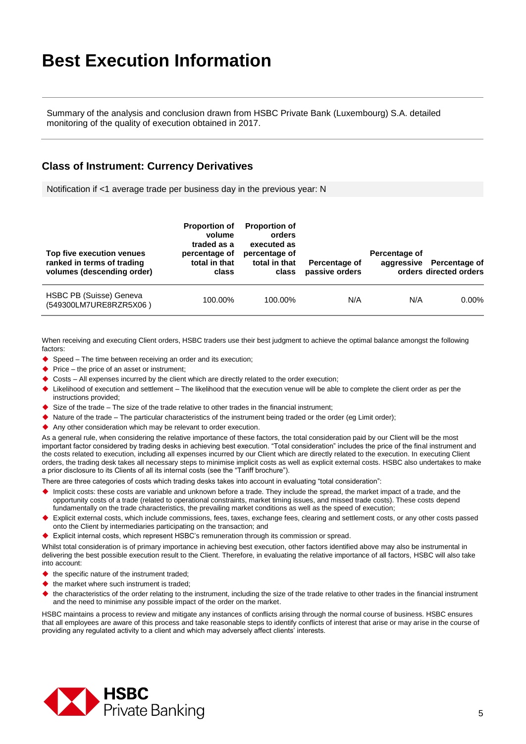# Best Execution Information

Summary of the analysis and conclusion drawn from HSBC Private Bank (Luxembourg) S.A. detailed monitoring of the quality of execution obtained in 2017.

## Class of Instrument: Currency Derivatives

Notification if <1 average trade per business day in the previous year: N

| Top five execution venues ranked in terms of trading volumes (descending order) | Proportion of volume traded as a percentage of total in that class | Proportion of orders executed as percentage of total in that class | Percentage of passive orders | Percentage of aggressive orders | Percentage of directed orders |
|---|---|---|---|---|---|
| HSBC PB (Suisse) Geneva (549300LM7URE8RZR5X06 ) | 100.00% | 100.00% | N/A | N/A | 0.00% |

When receiving and executing Client orders, HSBC traders use their best judgment to achieve the optimal balance amongst the following factors:

- Speed – The time between receiving an order and its execution;
- Price – the price of an asset or instrument;
- Costs – All expenses incurred by the client which are directly related to the order execution;
- Likelihood of execution and settlement – The likelihood that the execution venue will be able to complete the client order as per the instructions provided;
- Size of the trade – The size of the trade relative to other trades in the financial instrument;
- Nature of the trade – The particular characteristics of the instrument being traded or the order (eg Limit order);
- Any other consideration which may be relevant to order execution.

As a general rule, when considering the relative importance of these factors, the total consideration paid by our Client will be the most important factor considered by trading desks in achieving best execution. "Total consideration" includes the price of the final instrument and the costs related to execution, including all expenses incurred by our Client which are directly related to the execution. In executing Client orders, the trading desk takes all necessary steps to minimise implicit costs as well as explicit external costs. HSBC also undertakes to make a prior disclosure to its Clients of all its internal costs (see the "Tariff brochure").

There are three categories of costs which trading desks takes into account in evaluating "total consideration":

- Implicit costs: these costs are variable and unknown before a trade. They include the spread, the market impact of a trade, and the opportunity costs of a trade (related to operational constraints, market timing issues, and missed trade costs). These costs depend fundamentally on the trade characteristics, the prevailing market conditions as well as the speed of execution;
- Explicit external costs, which include commissions, fees, taxes, exchange fees, clearing and settlement costs, or any other costs passed onto the Client by intermediaries participating on the transaction; and
- Explicit internal costs, which represent HSBC's remuneration through its commission or spread.

Whilst total consideration is of primary importance in achieving best execution, other factors identified above may also be instrumental in delivering the best possible execution result to the Client. Therefore, in evaluating the relative importance of all factors, HSBC will also take into account:

- the specific nature of the instrument traded;
- the market where such instrument is traded;
- the characteristics of the order relating to the instrument, including the size of the trade relative to other trades in the financial instrument and the need to minimise any possible impact of the order on the market.

HSBC maintains a process to review and mitigate any instances of conflicts arising through the normal course of business. HSBC ensures that all employees are aware of this process and take reasonable steps to identify conflicts of interest that arise or may arise in the course of providing any regulated activity to a client and which may adversely affect clients' interests.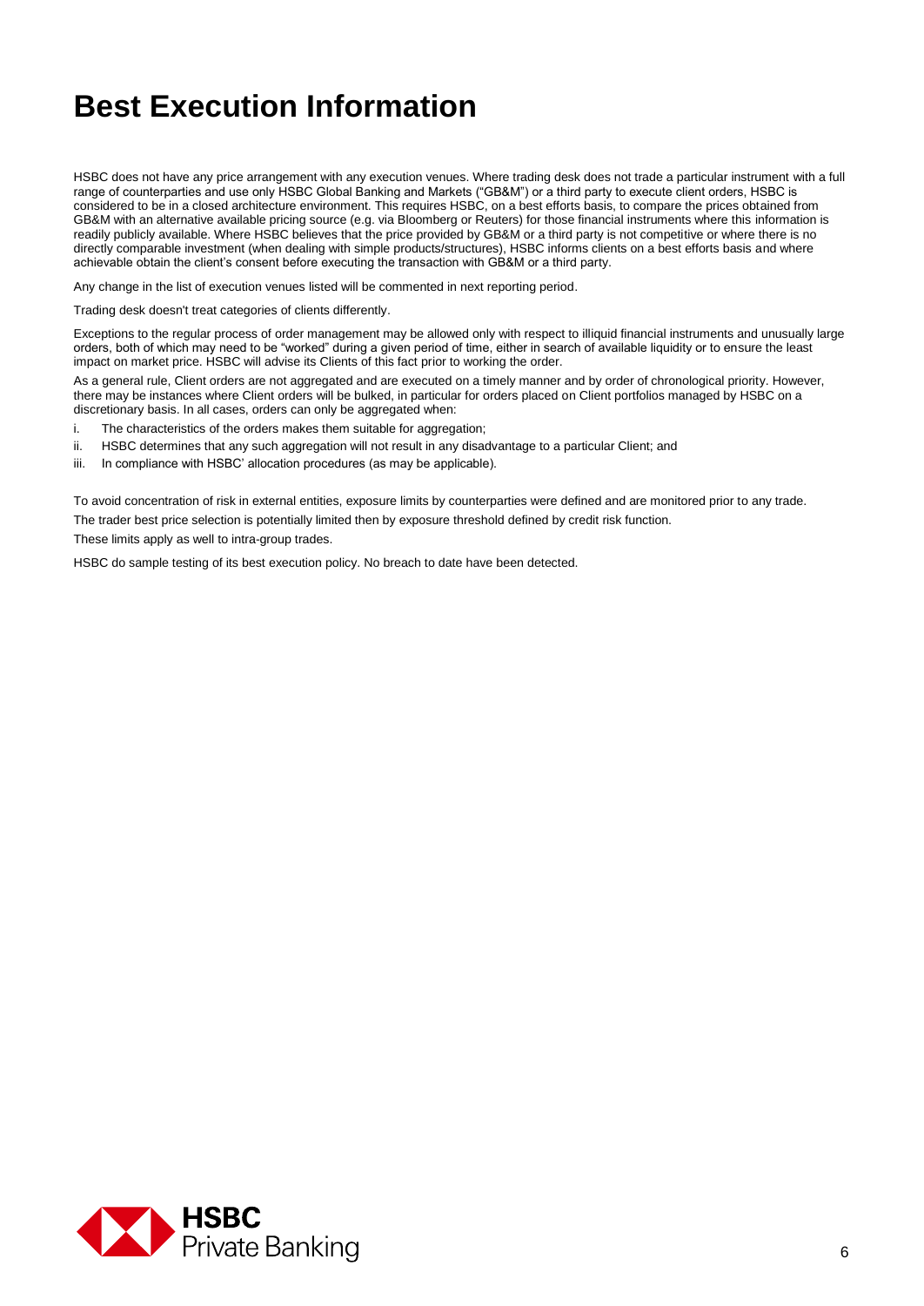# Best Execution Information

HSBC does not have any price arrangement with any execution venues. Where trading desk does not trade a particular instrument with a full range of counterparties and use only HSBC Global Banking and Markets ("GB&M") or a third party to execute client orders, HSBC is considered to be in a closed architecture environment. This requires HSBC, on a best efforts basis, to compare the prices obtained from GB&M with an alternative available pricing source (e.g. via Bloomberg or Reuters) for those financial instruments where this information is readily publicly available. Where HSBC believes that the price provided by GB&M or a third party is not competitive or where there is no directly comparable investment (when dealing with simple products/structures), HSBC informs clients on a best efforts basis and where achievable obtain the client's consent before executing the transaction with GB&M or a third party.

Any change in the list of execution venues listed will be commented in next reporting period.

Trading desk doesn't treat categories of clients differently.

Exceptions to the regular process of order management may be allowed only with respect to illiquid financial instruments and unusually large orders, both of which may need to be "worked" during a given period of time, either in search of available liquidity or to ensure the least impact on market price. HSBC will advise its Clients of this fact prior to working the order.

As a general rule, Client orders are not aggregated and are executed on a timely manner and by order of chronological priority. However, there may be instances where Client orders will be bulked, in particular for orders placed on Client portfolios managed by HSBC on a discretionary basis. In all cases, orders can only be aggregated when:

i. The characteristics of the orders makes them suitable for aggregation;
ii. HSBC determines that any such aggregation will not result in any disadvantage to a particular Client; and
iii. In compliance with HSBC' allocation procedures (as may be applicable).

To avoid concentration of risk in external entities, exposure limits by counterparties were defined and are monitored prior to any trade.

The trader best price selection is potentially limited then by exposure threshold defined by credit risk function.

These limits apply as well to intra-group trades.

HSBC do sample testing of its best execution policy. No breach to date have been detected.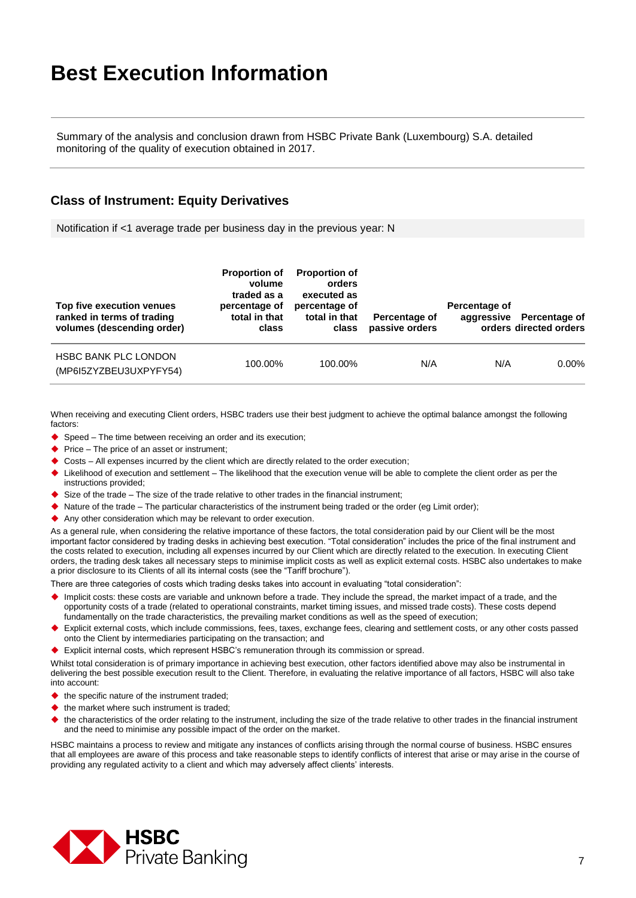# Best Execution Information

Summary of the analysis and conclusion drawn from HSBC Private Bank (Luxembourg) S.A. detailed monitoring of the quality of execution obtained in 2017.

## Class of Instrument: Equity Derivatives

Notification if <1 average trade per business day in the previous year: N

| Top five execution venues ranked in terms of trading volumes (descending order) | Proportion of volume traded as a percentage of total in that class | Proportion of orders executed as percentage of total in that class | Percentage of passive orders | Percentage of aggressive orders | Percentage of directed orders |
|---|---|---|---|---|---|
| HSBC BANK PLC LONDON (MP6I5ZYZBEU3UXPYFY54) | 100.00% | 100.00% | N/A | N/A | 0.00% |

When receiving and executing Client orders, HSBC traders use their best judgment to achieve the optimal balance amongst the following factors:

- Speed – The time between receiving an order and its execution;
- Price – The price of an asset or instrument;
- Costs – All expenses incurred by the client which are directly related to the order execution;
- Likelihood of execution and settlement – The likelihood that the execution venue will be able to complete the client order as per the instructions provided;
- Size of the trade – The size of the trade relative to other trades in the financial instrument;
- Nature of the trade – The particular characteristics of the instrument being traded or the order (eg Limit order);
- Any other consideration which may be relevant to order execution.

As a general rule, when considering the relative importance of these factors, the total consideration paid by our Client will be the most important factor considered by trading desks in achieving best execution. "Total consideration" includes the price of the final instrument and the costs related to execution, including all expenses incurred by our Client which are directly related to the execution. In executing Client orders, the trading desk takes all necessary steps to minimise implicit costs as well as explicit external costs. HSBC also undertakes to make a prior disclosure to its Clients of all its internal costs (see the "Tariff brochure").

There are three categories of costs which trading desks takes into account in evaluating "total consideration":

- Implicit costs: these costs are variable and unknown before a trade. They include the spread, the market impact of a trade, and the opportunity costs of a trade (related to operational constraints, market timing issues, and missed trade costs). These costs depend fundamentally on the trade characteristics, the prevailing market conditions as well as the speed of execution;
- Explicit external costs, which include commissions, fees, taxes, exchange fees, clearing and settlement costs, or any other costs passed onto the Client by intermediaries participating on the transaction; and
- Explicit internal costs, which represent HSBC's remuneration through its commission or spread.

Whilst total consideration is of primary importance in achieving best execution, other factors identified above may also be instrumental in delivering the best possible execution result to the Client. Therefore, in evaluating the relative importance of all factors, HSBC will also take into account:

- the specific nature of the instrument traded;
- the market where such instrument is traded;
- the characteristics of the order relating to the instrument, including the size of the trade relative to other trades in the financial instrument and the need to minimise any possible impact of the order on the market.

HSBC maintains a process to review and mitigate any instances of conflicts arising through the normal course of business. HSBC ensures that all employees are aware of this process and take reasonable steps to identify conflicts of interest that arise or may arise in the course of providing any regulated activity to a client and which may adversely affect clients' interests.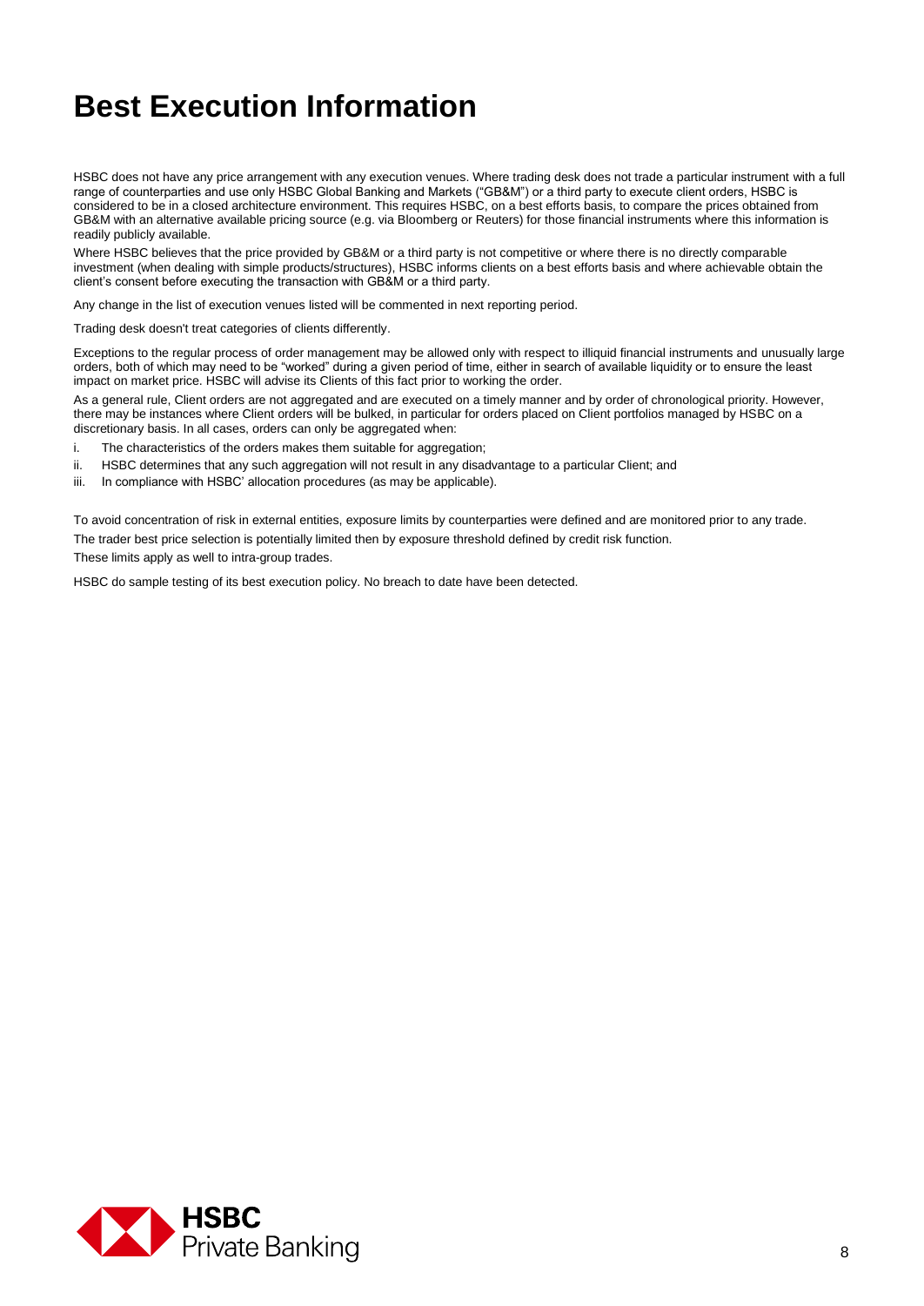# Best Execution Information

HSBC does not have any price arrangement with any execution venues. Where trading desk does not trade a particular instrument with a full range of counterparties and use only HSBC Global Banking and Markets ("GB&M") or a third party to execute client orders, HSBC is considered to be in a closed architecture environment. This requires HSBC, on a best efforts basis, to compare the prices obtained from GB&M with an alternative available pricing source (e.g. via Bloomberg or Reuters) for those financial instruments where this information is readily publicly available.

Where HSBC believes that the price provided by GB&M or a third party is not competitive or where there is no directly comparable investment (when dealing with simple products/structures), HSBC informs clients on a best efforts basis and where achievable obtain the client's consent before executing the transaction with GB&M or a third party.

Any change in the list of execution venues listed will be commented in next reporting period.

Trading desk doesn't treat categories of clients differently.

Exceptions to the regular process of order management may be allowed only with respect to illiquid financial instruments and unusually large orders, both of which may need to be "worked" during a given period of time, either in search of available liquidity or to ensure the least impact on market price. HSBC will advise its Clients of this fact prior to working the order.

As a general rule, Client orders are not aggregated and are executed on a timely manner and by order of chronological priority. However, there may be instances where Client orders will be bulked, in particular for orders placed on Client portfolios managed by HSBC on a discretionary basis. In all cases, orders can only be aggregated when:

i. The characteristics of the orders makes them suitable for aggregation;
ii. HSBC determines that any such aggregation will not result in any disadvantage to a particular Client; and
iii. In compliance with HSBC' allocation procedures (as may be applicable).

To avoid concentration of risk in external entities, exposure limits by counterparties were defined and are monitored prior to any trade.

The trader best price selection is potentially limited then by exposure threshold defined by credit risk function.

These limits apply as well to intra-group trades.

HSBC do sample testing of its best execution policy. No breach to date have been detected.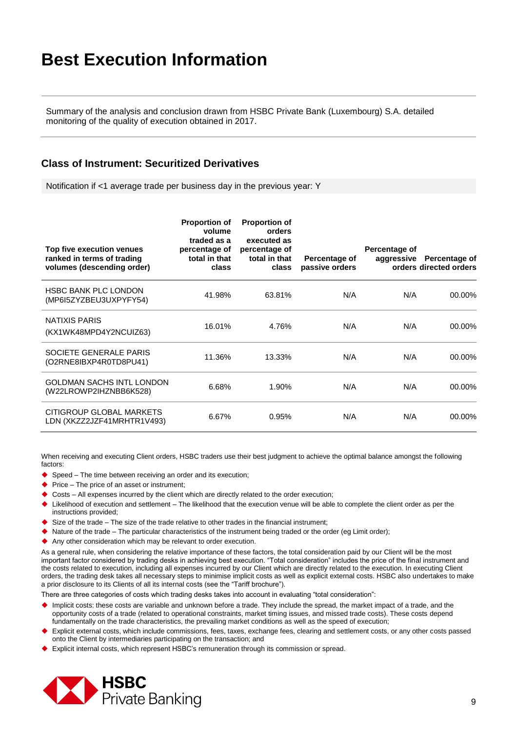# Best Execution Information

Summary of the analysis and conclusion drawn from HSBC Private Bank (Luxembourg) S.A. detailed monitoring of the quality of execution obtained in 2017.

## Class of Instrument: Securitized Derivatives

Notification if <1 average trade per business day in the previous year: Y

| Top five execution venues ranked in terms of trading volumes (descending order) | Proportion of volume traded as a percentage of total in that class | Proportion of orders executed as percentage of total in that class | Percentage of passive orders | Percentage of aggressive orders | Percentage of directed orders |
|---|---|---|---|---|---|
| HSBC BANK PLC LONDON (MP6I5ZYZBEU3UXPYFY54) | 41.98% | 63.81% | N/A | N/A | 00.00% |
| NATIXIS PARIS (KX1WK48MPD4Y2NCUIZ63) | 16.01% | 4.76% | N/A | N/A | 00.00% |
| SOCIETE GENERALE PARIS (O2RNE8IBXP4R0TD8PU41) | 11.36% | 13.33% | N/A | N/A | 00.00% |
| GOLDMAN SACHS INTL LONDON (W22LROWP2IHZNBB6K528) | 6.68% | 1.90% | N/A | N/A | 00.00% |
| CITIGROUP GLOBAL MARKETS LDN (XKZZ2JZF41MRHTR1V493) | 6.67% | 0.95% | N/A | N/A | 00.00% |

When receiving and executing Client orders, HSBC traders use their best judgment to achieve the optimal balance amongst the following factors:

- Speed – The time between receiving an order and its execution;
- Price – The price of an asset or instrument;
- Costs – All expenses incurred by the client which are directly related to the order execution;
- Likelihood of execution and settlement – The likelihood that the execution venue will be able to complete the client order as per the instructions provided;
- Size of the trade – The size of the trade relative to other trades in the financial instrument;
- Nature of the trade – The particular characteristics of the instrument being traded or the order (eg Limit order);
- Any other consideration which may be relevant to order execution.

As a general rule, when considering the relative importance of these factors, the total consideration paid by our Client will be the most important factor considered by trading desks in achieving best execution. "Total consideration" includes the price of the final instrument and the costs related to execution, including all expenses incurred by our Client which are directly related to the execution. In executing Client orders, the trading desk takes all necessary steps to minimise implicit costs as well as explicit external costs. HSBC also undertakes to make a prior disclosure to its Clients of all its internal costs (see the "Tariff brochure").

There are three categories of costs which trading desks takes into account in evaluating "total consideration":

- Implicit costs: these costs are variable and unknown before a trade. They include the spread, the market impact of a trade, and the opportunity costs of a trade (related to operational constraints, market timing issues, and missed trade costs). These costs depend fundamentally on the trade characteristics, the prevailing market conditions as well as the speed of execution;
- Explicit external costs, which include commissions, fees, taxes, exchange fees, clearing and settlement costs, or any other costs passed onto the Client by intermediaries participating on the transaction; and
- Explicit internal costs, which represent HSBC's remuneration through its commission or spread.

HSBC Private Banking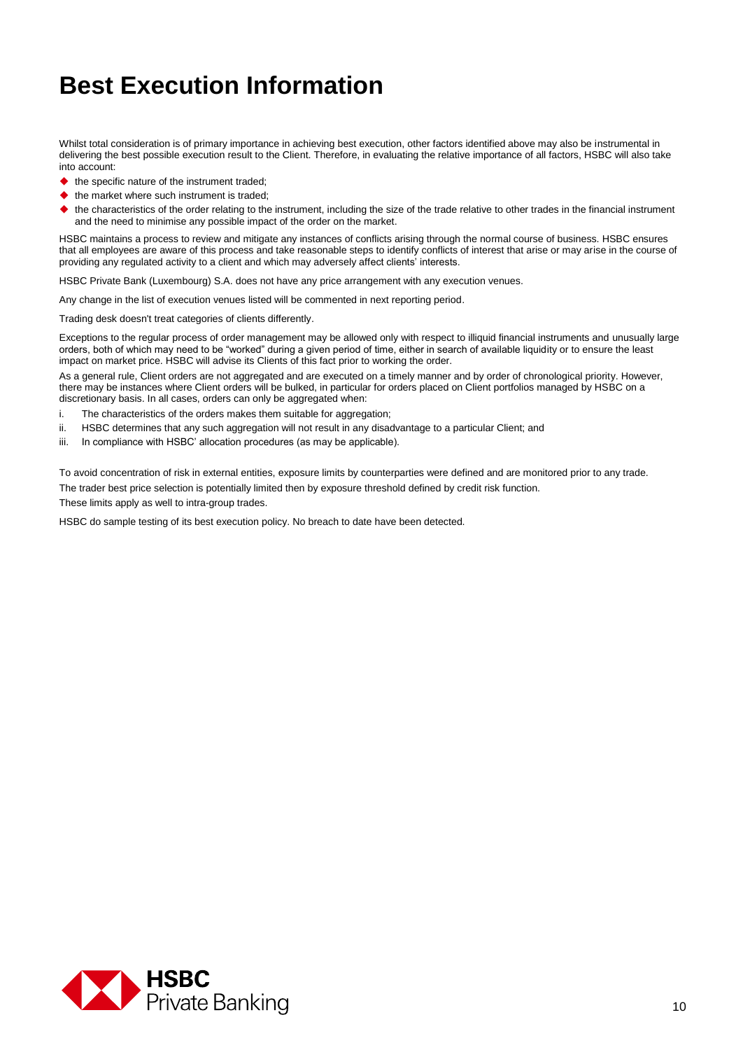# Best Execution Information

Whilst total consideration is of primary importance in achieving best execution, other factors identified above may also be instrumental in delivering the best possible execution result to the Client. Therefore, in evaluating the relative importance of all factors, HSBC will also take into account:

- the specific nature of the instrument traded;
- the market where such instrument is traded;
- the characteristics of the order relating to the instrument, including the size of the trade relative to other trades in the financial instrument and the need to minimise any possible impact of the order on the market.

HSBC maintains a process to review and mitigate any instances of conflicts arising through the normal course of business. HSBC ensures that all employees are aware of this process and take reasonable steps to identify conflicts of interest that arise or may arise in the course of providing any regulated activity to a client and which may adversely affect clients' interests.

HSBC Private Bank (Luxembourg) S.A. does not have any price arrangement with any execution venues.

Any change in the list of execution venues listed will be commented in next reporting period.

Trading desk doesn't treat categories of clients differently.

Exceptions to the regular process of order management may be allowed only with respect to illiquid financial instruments and unusually large orders, both of which may need to be "worked" during a given period of time, either in search of available liquidity or to ensure the least impact on market price. HSBC will advise its Clients of this fact prior to working the order.

As a general rule, Client orders are not aggregated and are executed on a timely manner and by order of chronological priority. However, there may be instances where Client orders will be bulked, in particular for orders placed on Client portfolios managed by HSBC on a discretionary basis. In all cases, orders can only be aggregated when:

i. The characteristics of the orders makes them suitable for aggregation;
ii. HSBC determines that any such aggregation will not result in any disadvantage to a particular Client; and
iii. In compliance with HSBC' allocation procedures (as may be applicable).

To avoid concentration of risk in external entities, exposure limits by counterparties were defined and are monitored prior to any trade.

The trader best price selection is potentially limited then by exposure threshold defined by credit risk function.

These limits apply as well to intra-group trades.

HSBC do sample testing of its best execution policy. No breach to date have been detected.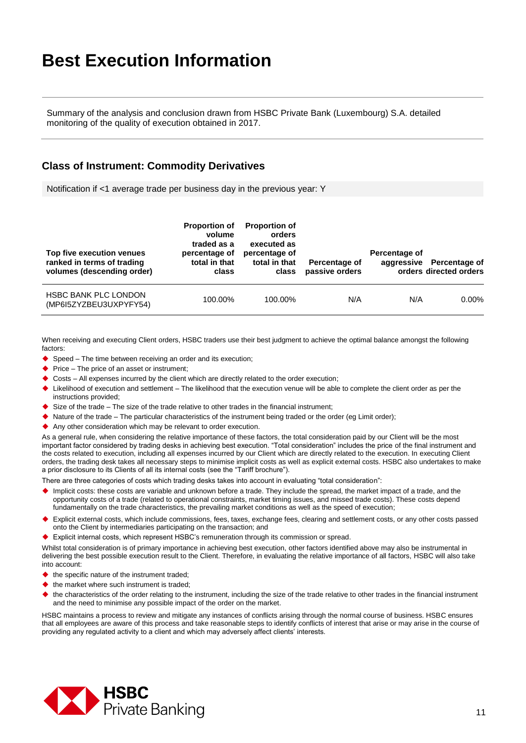# Best Execution Information

Summary of the analysis and conclusion drawn from HSBC Private Bank (Luxembourg) S.A. detailed monitoring of the quality of execution obtained in 2017.

## Class of Instrument: Commodity Derivatives

Notification if <1 average trade per business day in the previous year: Y

| Top five execution venues ranked in terms of trading volumes (descending order) | Proportion of volume traded as a percentage of total in that class | Proportion of orders executed as percentage of total in that class | Percentage of passive orders | Percentage of aggressive orders | Percentage of directed orders |
|---|---|---|---|---|---|
| HSBC BANK PLC LONDON (MP6I5ZYZBEU3UXPYFY54) | 100.00% | 100.00% | N/A | N/A | 0.00% |

When receiving and executing Client orders, HSBC traders use their best judgment to achieve the optimal balance amongst the following factors:

- Speed – The time between receiving an order and its execution;
- Price – The price of an asset or instrument;
- Costs – All expenses incurred by the client which are directly related to the order execution;
- Likelihood of execution and settlement – The likelihood that the execution venue will be able to complete the client order as per the instructions provided;
- Size of the trade – The size of the trade relative to other trades in the financial instrument;
- Nature of the trade – The particular characteristics of the instrument being traded or the order (eg Limit order);
- Any other consideration which may be relevant to order execution.

As a general rule, when considering the relative importance of these factors, the total consideration paid by our Client will be the most important factor considered by trading desks in achieving best execution. "Total consideration" includes the price of the final instrument and the costs related to execution, including all expenses incurred by our Client which are directly related to the execution. In executing Client orders, the trading desk takes all necessary steps to minimise implicit costs as well as explicit external costs. HSBC also undertakes to make a prior disclosure to its Clients of all its internal costs (see the "Tariff brochure").

There are three categories of costs which trading desks takes into account in evaluating "total consideration":

- Implicit costs: these costs are variable and unknown before a trade. They include the spread, the market impact of a trade, and the opportunity costs of a trade (related to operational constraints, market timing issues, and missed trade costs). These costs depend fundamentally on the trade characteristics, the prevailing market conditions as well as the speed of execution;
- Explicit external costs, which include commissions, fees, taxes, exchange fees, clearing and settlement costs, or any other costs passed onto the Client by intermediaries participating on the transaction; and
- Explicit internal costs, which represent HSBC's remuneration through its commission or spread.

Whilst total consideration is of primary importance in achieving best execution, other factors identified above may also be instrumental in delivering the best possible execution result to the Client. Therefore, in evaluating the relative importance of all factors, HSBC will also take into account:

- the specific nature of the instrument traded;
- the market where such instrument is traded;
- the characteristics of the order relating to the instrument, including the size of the trade relative to other trades in the financial instrument and the need to minimise any possible impact of the order on the market.

HSBC maintains a process to review and mitigate any instances of conflicts arising through the normal course of business. HSBC ensures that all employees are aware of this process and take reasonable steps to identify conflicts of interest that arise or may arise in the course of providing any regulated activity to a client and which may adversely affect clients' interests.

HSBC Private Banking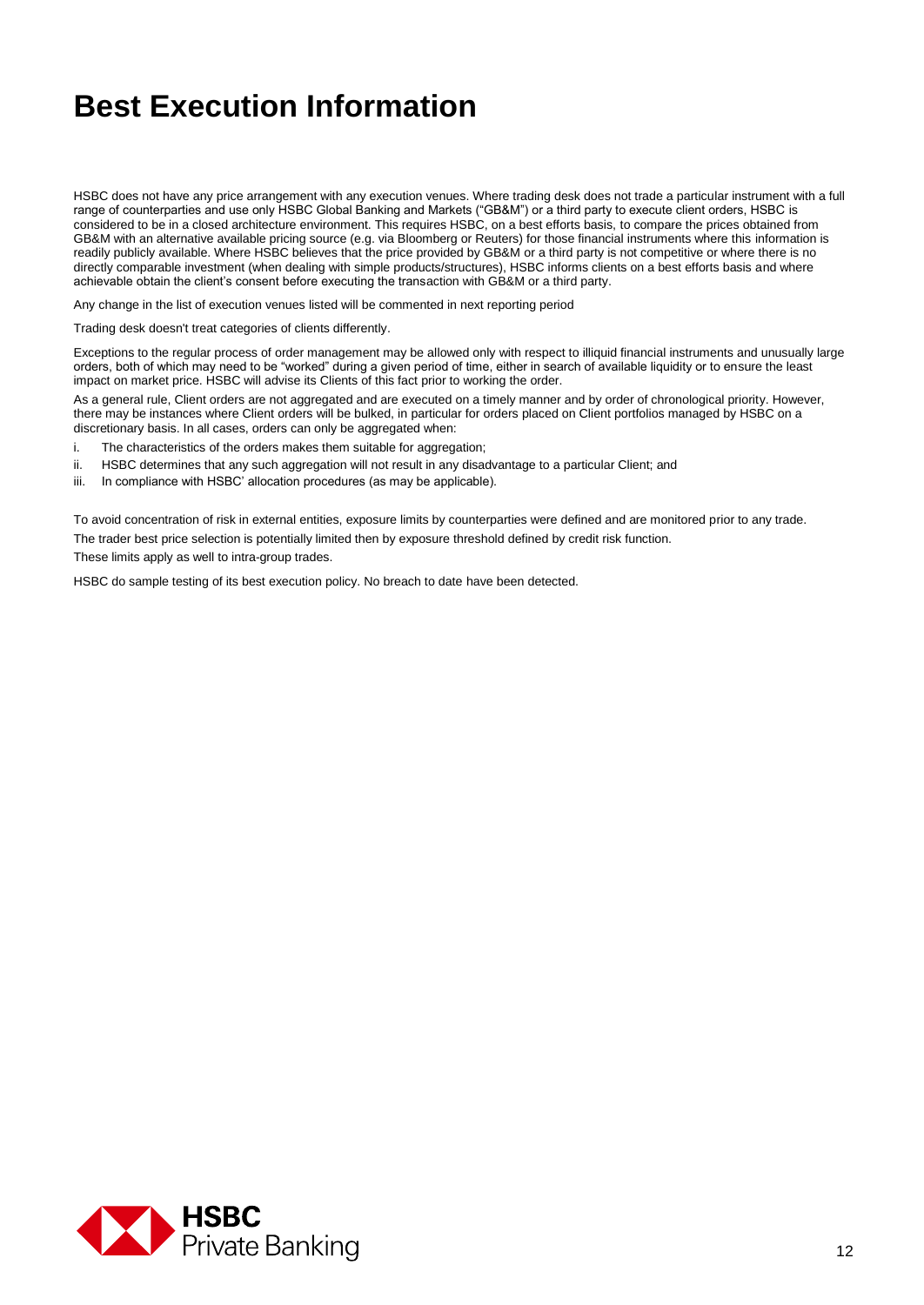# Best Execution Information

HSBC does not have any price arrangement with any execution venues. Where trading desk does not trade a particular instrument with a full range of counterparties and use only HSBC Global Banking and Markets ("GB&M") or a third party to execute client orders, HSBC is considered to be in a closed architecture environment. This requires HSBC, on a best efforts basis, to compare the prices obtained from GB&M with an alternative available pricing source (e.g. via Bloomberg or Reuters) for those financial instruments where this information is readily publicly available. Where HSBC believes that the price provided by GB&M or a third party is not competitive or where there is no directly comparable investment (when dealing with simple products/structures), HSBC informs clients on a best efforts basis and where achievable obtain the client's consent before executing the transaction with GB&M or a third party.

Any change in the list of execution venues listed will be commented in next reporting period

Trading desk doesn't treat categories of clients differently.

Exceptions to the regular process of order management may be allowed only with respect to illiquid financial instruments and unusually large orders, both of which may need to be "worked" during a given period of time, either in search of available liquidity or to ensure the least impact on market price. HSBC will advise its Clients of this fact prior to working the order.

As a general rule, Client orders are not aggregated and are executed on a timely manner and by order of chronological priority. However, there may be instances where Client orders will be bulked, in particular for orders placed on Client portfolios managed by HSBC on a discretionary basis. In all cases, orders can only be aggregated when:

i. The characteristics of the orders makes them suitable for aggregation;
ii. HSBC determines that any such aggregation will not result in any disadvantage to a particular Client; and
iii. In compliance with HSBC' allocation procedures (as may be applicable).

To avoid concentration of risk in external entities, exposure limits by counterparties were defined and are monitored prior to any trade.

The trader best price selection is potentially limited then by exposure threshold defined by credit risk function.

These limits apply as well to intra-group trades.

HSBC do sample testing of its best execution policy. No breach to date have been detected.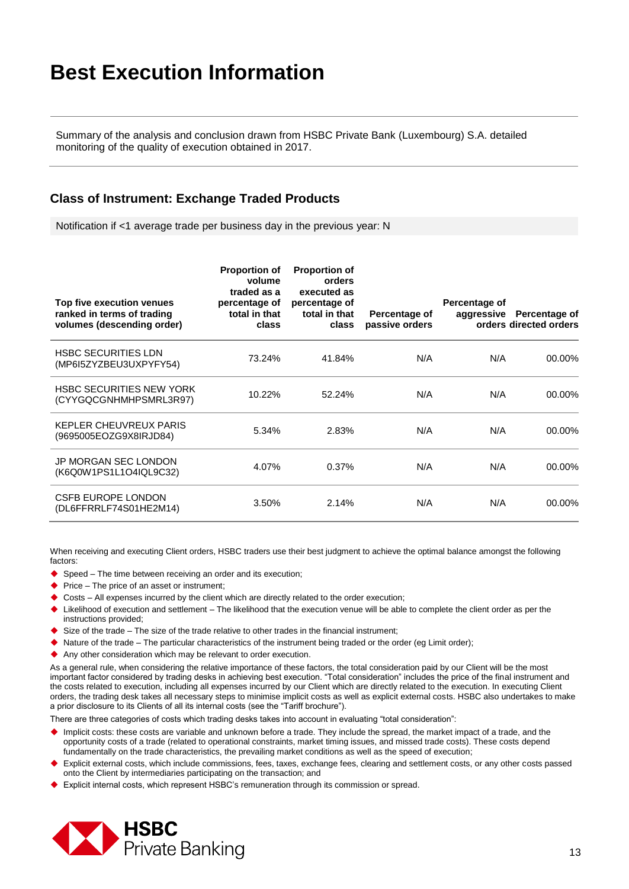# Best Execution Information

Summary of the analysis and conclusion drawn from HSBC Private Bank (Luxembourg) S.A. detailed monitoring of the quality of execution obtained in 2017.

## Class of Instrument: Exchange Traded Products

Notification if <1 average trade per business day in the previous year: N

| Top five execution venues ranked in terms of trading volumes (descending order) | Proportion of volume traded as a percentage of total in that class | Proportion of orders executed as percentage of total in that class | Percentage of passive orders | Percentage of aggressive orders | Percentage of directed orders |
|---|---|---|---|---|---|
| HSBC SECURITIES LDN (MP6I5ZYZBEU3UXPYFY54) | 73.24% | 41.84% | N/A | N/A | 00.00% |
| HSBC SECURITIES NEW YORK (CYYGQCGNHMHPSMRL3R97) | 10.22% | 52.24% | N/A | N/A | 00.00% |
| KEPLER CHEUVREUX PARIS (9695005EOZG9X8IRJD84) | 5.34% | 2.83% | N/A | N/A | 00.00% |
| JP MORGAN SEC LONDON (K6Q0W1PS1L1O4IQL9C32) | 4.07% | 0.37% | N/A | N/A | 00.00% |
| CSFB EUROPE LONDON (DL6FFRRLF74S01HE2M14) | 3.50% | 2.14% | N/A | N/A | 00.00% |

When receiving and executing Client orders, HSBC traders use their best judgment to achieve the optimal balance amongst the following factors:

- Speed – The time between receiving an order and its execution;
- Price – The price of an asset or instrument;
- Costs – All expenses incurred by the client which are directly related to the order execution;
- Likelihood of execution and settlement – The likelihood that the execution venue will be able to complete the client order as per the instructions provided;
- Size of the trade – The size of the trade relative to other trades in the financial instrument;
- Nature of the trade – The particular characteristics of the instrument being traded or the order (eg Limit order);
- Any other consideration which may be relevant to order execution.

As a general rule, when considering the relative importance of these factors, the total consideration paid by our Client will be the most important factor considered by trading desks in achieving best execution. "Total consideration" includes the price of the final instrument and the costs related to execution, including all expenses incurred by our Client which are directly related to the execution. In executing Client orders, the trading desk takes all necessary steps to minimise implicit costs as well as explicit external costs. HSBC also undertakes to make a prior disclosure to its Clients of all its internal costs (see the "Tariff brochure").

There are three categories of costs which trading desks takes into account in evaluating "total consideration":

- Implicit costs: these costs are variable and unknown before a trade. They include the spread, the market impact of a trade, and the opportunity costs of a trade (related to operational constraints, market timing issues, and missed trade costs). These costs depend fundamentally on the trade characteristics, the prevailing market conditions as well as the speed of execution;
- Explicit external costs, which include commissions, fees, taxes, exchange fees, clearing and settlement costs, or any other costs passed onto the Client by intermediaries participating on the transaction; and
- Explicit internal costs, which represent HSBC's remuneration through its commission or spread.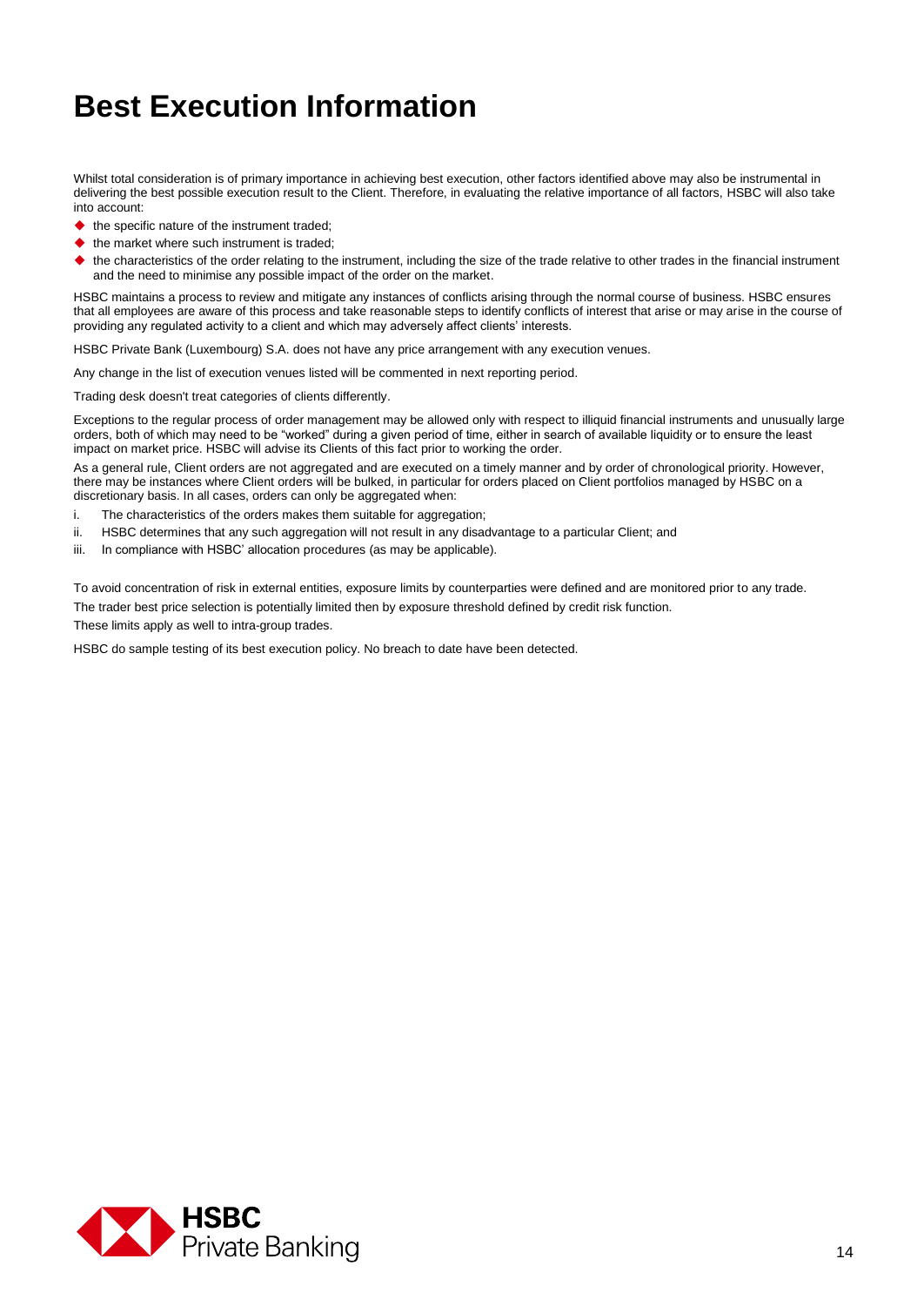# Best Execution Information

Whilst total consideration is of primary importance in achieving best execution, other factors identified above may also be instrumental in delivering the best possible execution result to the Client. Therefore, in evaluating the relative importance of all factors, HSBC will also take into account:

- the specific nature of the instrument traded;
- the market where such instrument is traded;
- the characteristics of the order relating to the instrument, including the size of the trade relative to other trades in the financial instrument and the need to minimise any possible impact of the order on the market.

HSBC maintains a process to review and mitigate any instances of conflicts arising through the normal course of business. HSBC ensures that all employees are aware of this process and take reasonable steps to identify conflicts of interest that arise or may arise in the course of providing any regulated activity to a client and which may adversely affect clients' interests.

HSBC Private Bank (Luxembourg) S.A. does not have any price arrangement with any execution venues.

Any change in the list of execution venues listed will be commented in next reporting period.

Trading desk doesn't treat categories of clients differently.

Exceptions to the regular process of order management may be allowed only with respect to illiquid financial instruments and unusually large orders, both of which may need to be "worked" during a given period of time, either in search of available liquidity or to ensure the least impact on market price. HSBC will advise its Clients of this fact prior to working the order.

As a general rule, Client orders are not aggregated and are executed on a timely manner and by order of chronological priority. However, there may be instances where Client orders will be bulked, in particular for orders placed on Client portfolios managed by HSBC on a discretionary basis. In all cases, orders can only be aggregated when:

i. The characteristics of the orders makes them suitable for aggregation;
ii. HSBC determines that any such aggregation will not result in any disadvantage to a particular Client; and
iii. In compliance with HSBC' allocation procedures (as may be applicable).

To avoid concentration of risk in external entities, exposure limits by counterparties were defined and are monitored prior to any trade.

The trader best price selection is potentially limited then by exposure threshold defined by credit risk function.

These limits apply as well to intra-group trades.

HSBC do sample testing of its best execution policy. No breach to date have been detected.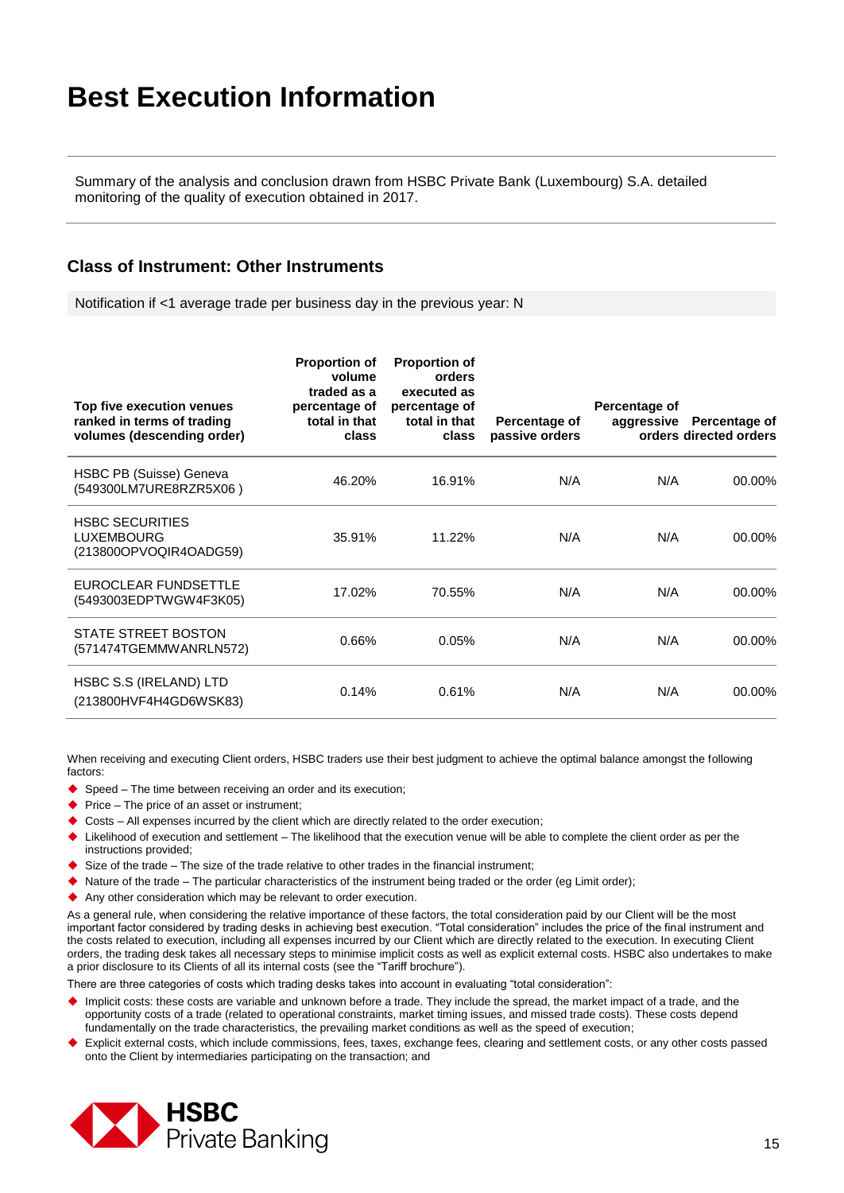# Best Execution Information

Summary of the analysis and conclusion drawn from HSBC Private Bank (Luxembourg) S.A. detailed monitoring of the quality of execution obtained in 2017.

## Class of Instrument: Other Instruments

Notification if <1 average trade per business day in the previous year: N

| Top five execution venues ranked in terms of trading volumes (descending order) | Proportion of volume traded as a percentage of total in that class | Proportion of orders executed as percentage of total in that class | Percentage of passive orders | Percentage of aggressive orders | Percentage of directed orders |
|---|---|---|---|---|---|
| HSBC PB (Suisse) Geneva (549300LM7URE8RZR5X06 ) | 46.20% | 16.91% | N/A | N/A | 00.00% |
| HSBC SECURITIES LUXEMBOURG (213800OPVOQIR4OADG59) | 35.91% | 11.22% | N/A | N/A | 00.00% |
| EUROCLEAR FUNDSETTLE (5493003EDPTWGW4F3K05) | 17.02% | 70.55% | N/A | N/A | 00.00% |
| STATE STREET BOSTON (571474TGEMMWANRLN572) | 0.66% | 0.05% | N/A | N/A | 00.00% |
| HSBC S.S (IRELAND) LTD (213800HVF4H4GD6WSK83) | 0.14% | 0.61% | N/A | N/A | 00.00% |

When receiving and executing Client orders, HSBC traders use their best judgment to achieve the optimal balance amongst the following factors:

- Speed – The time between receiving an order and its execution;
- Price – The price of an asset or instrument;
- Costs – All expenses incurred by the client which are directly related to the order execution;
- Likelihood of execution and settlement – The likelihood that the execution venue will be able to complete the client order as per the instructions provided;
- Size of the trade – The size of the trade relative to other trades in the financial instrument;
- Nature of the trade – The particular characteristics of the instrument being traded or the order (eg Limit order);
- Any other consideration which may be relevant to order execution.

As a general rule, when considering the relative importance of these factors, the total consideration paid by our Client will be the most important factor considered by trading desks in achieving best execution. "Total consideration" includes the price of the final instrument and the costs related to execution, including all expenses incurred by our Client which are directly related to the execution. In executing Client orders, the trading desk takes all necessary steps to minimise implicit costs as well as explicit external costs. HSBC also undertakes to make a prior disclosure to its Clients of all its internal costs (see the "Tariff brochure").

There are three categories of costs which trading desks takes into account in evaluating "total consideration":

- Implicit costs: these costs are variable and unknown before a trade. They include the spread, the market impact of a trade, and the opportunity costs of a trade (related to operational constraints, market timing issues, and missed trade costs). These costs depend fundamentally on the trade characteristics, the prevailing market conditions as well as the speed of execution;
- Explicit external costs, which include commissions, fees, taxes, exchange fees, clearing and settlement costs, or any other costs passed onto the Client by intermediaries participating on the transaction; and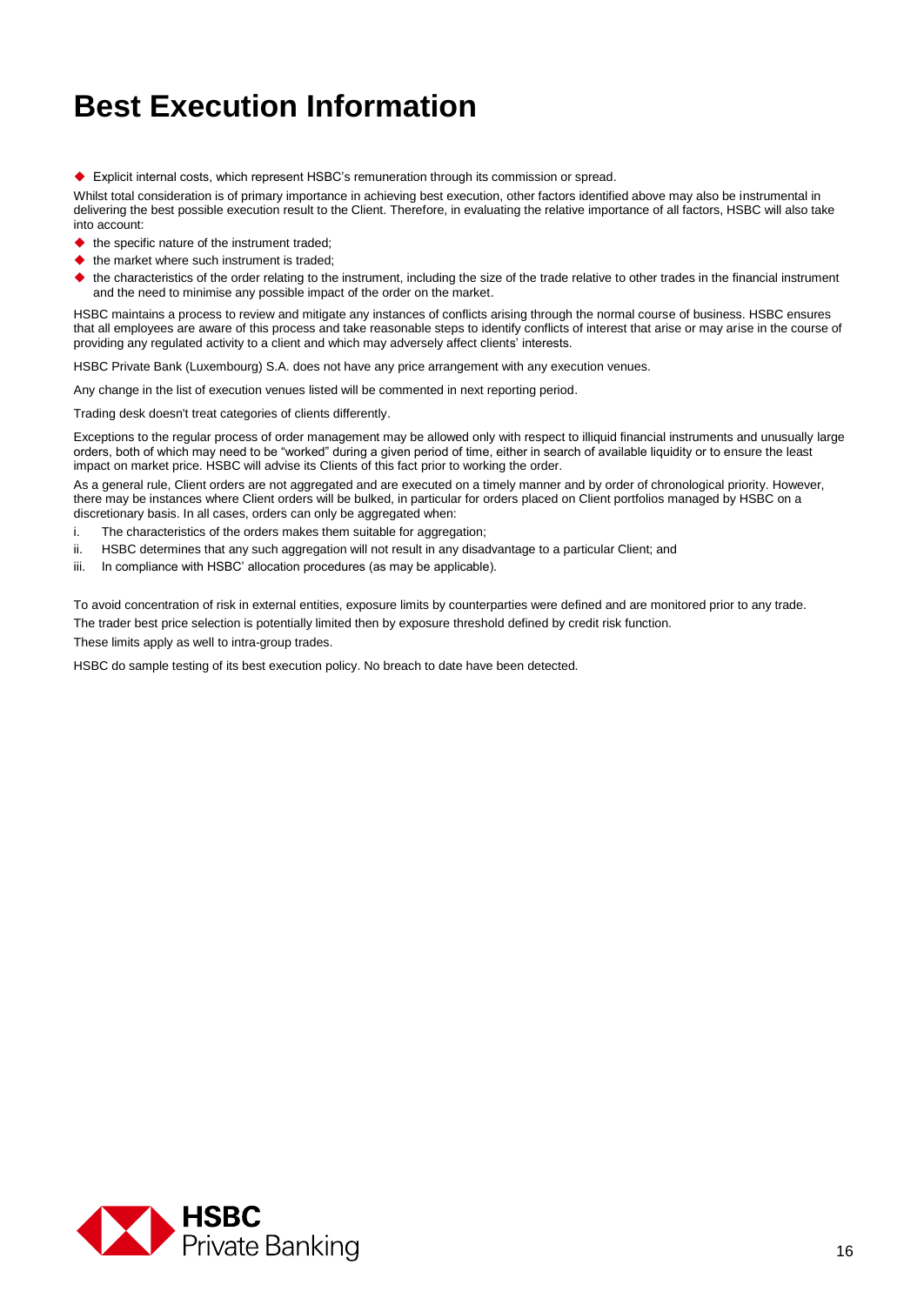# Best Execution Information

- Explicit internal costs, which represent HSBC's remuneration through its commission or spread.

Whilst total consideration is of primary importance in achieving best execution, other factors identified above may also be instrumental in delivering the best possible execution result to the Client. Therefore, in evaluating the relative importance of all factors, HSBC will also take into account:

- the specific nature of the instrument traded;
- the market where such instrument is traded;
- the characteristics of the order relating to the instrument, including the size of the trade relative to other trades in the financial instrument and the need to minimise any possible impact of the order on the market.

HSBC maintains a process to review and mitigate any instances of conflicts arising through the normal course of business. HSBC ensures that all employees are aware of this process and take reasonable steps to identify conflicts of interest that arise or may arise in the course of providing any regulated activity to a client and which may adversely affect clients' interests.

HSBC Private Bank (Luxembourg) S.A. does not have any price arrangement with any execution venues.

Any change in the list of execution venues listed will be commented in next reporting period.

Trading desk doesn't treat categories of clients differently.

Exceptions to the regular process of order management may be allowed only with respect to illiquid financial instruments and unusually large orders, both of which may need to be "worked" during a given period of time, either in search of available liquidity or to ensure the least impact on market price. HSBC will advise its Clients of this fact prior to working the order.

As a general rule, Client orders are not aggregated and are executed on a timely manner and by order of chronological priority. However, there may be instances where Client orders will be bulked, in particular for orders placed on Client portfolios managed by HSBC on a discretionary basis. In all cases, orders can only be aggregated when:

i. The characteristics of the orders makes them suitable for aggregation;
ii. HSBC determines that any such aggregation will not result in any disadvantage to a particular Client; and
iii. In compliance with HSBC' allocation procedures (as may be applicable).

To avoid concentration of risk in external entities, exposure limits by counterparties were defined and are monitored prior to any trade.

The trader best price selection is potentially limited then by exposure threshold defined by credit risk function.

These limits apply as well to intra-group trades.

HSBC do sample testing of its best execution policy. No breach to date have been detected.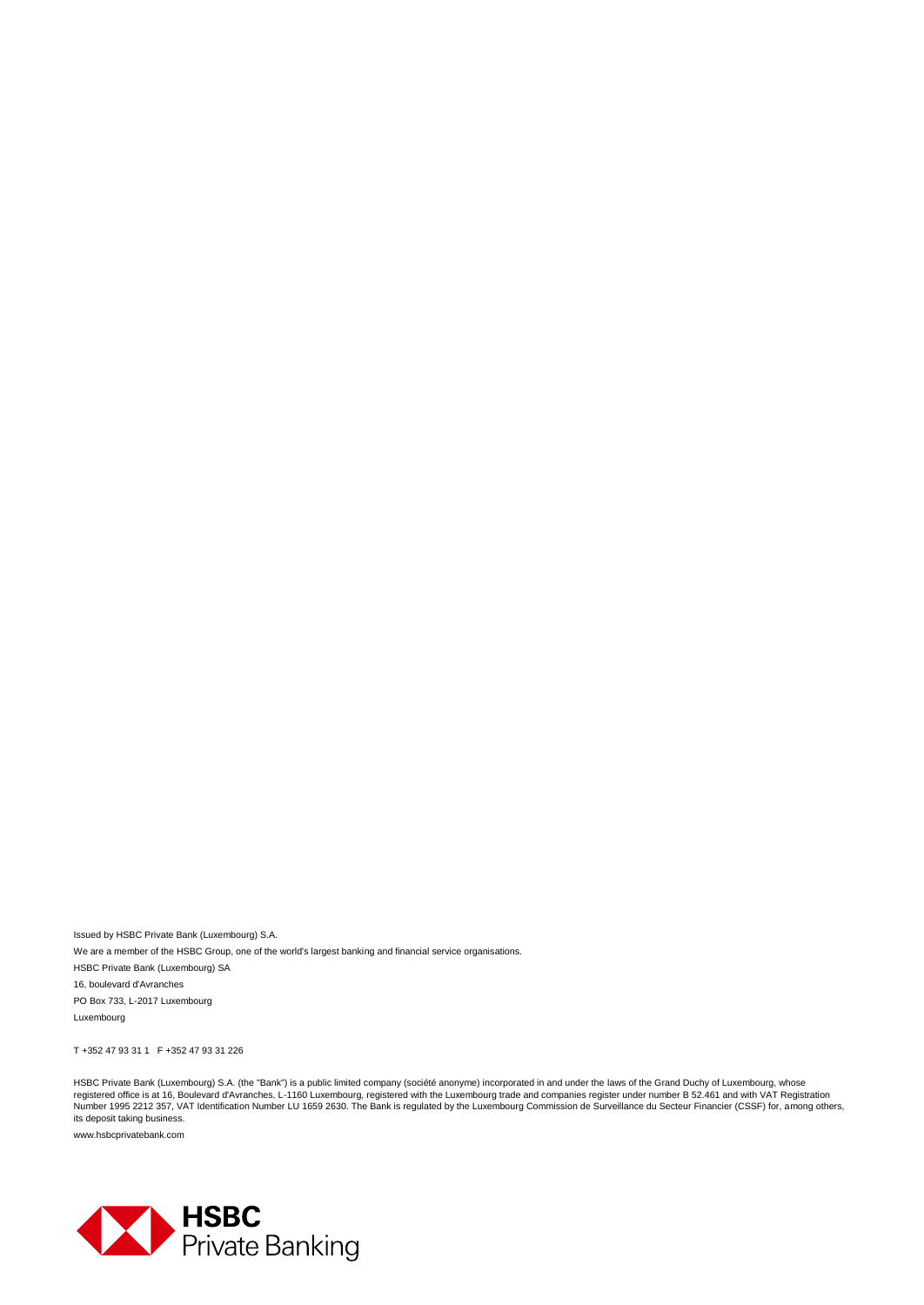Issued by HSBC Private Bank (Luxembourg) S.A.

We are a member of the HSBC Group, one of the world's largest banking and financial service organisations.

HSBC Private Bank (Luxembourg) SA

16, boulevard d'Avranches

PO Box 733, L-2017 Luxembourg

Luxembourg

T +352 47 93 31 1 F +352 47 93 31 226

HSBC Private Bank (Luxembourg) S.A. (the "Bank") is a public limited company (société anonyme) incorporated in and under the laws of the Grand Duchy of Luxembourg, whose registered office is at 16, Boulevard d'Avranches, L-1160 Luxembourg, registered with the Luxembourg trade and companies register under number B 52.461 and with VAT Registration Number 1995 2212 357, VAT Identification Number LU 1659 2630. The Bank is regulated by the Luxembourg Commission de Surveillance du Secteur Financier (CSSF) for, among others, its deposit taking business.

www.hsbcprivatebank.com

HSBC Private Banking